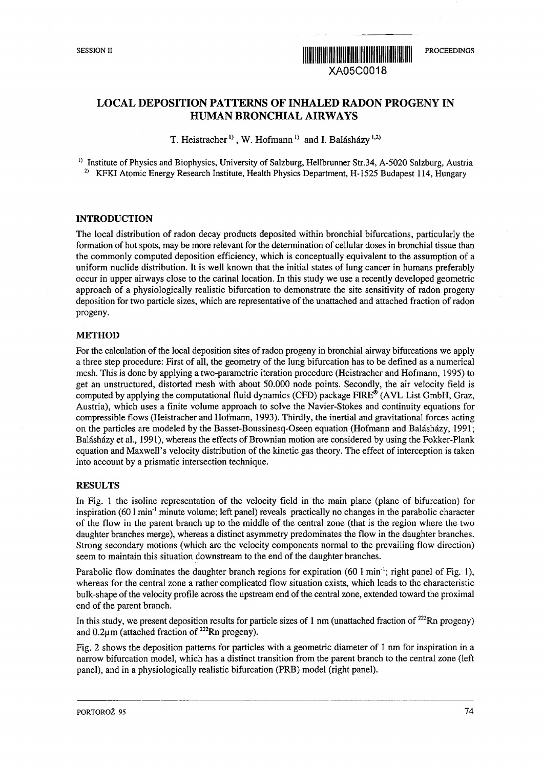# LOCAL DEPOSITION PATTERNS OF INHALED RADON PROGENY IN HUMAN BRONCHIAL AIRWAYS

T. Heistracher [1], W. Hofmann [1] and I. Balásházy [1,2]

[1] Institute of Physics and Biophysics, University of Salzburg, Hellbrunner Str.34, A-5020 Salzburg, Austria
[2] KFKI Atomic Energy Research Institute, Health Physics Department, H-1525 Budapest 114, Hungary

## INTRODUCTION

The local distribution of radon decay products deposited within bronchial bifurcations, particularly the formation of hot spots, may be more relevant for the determination of cellular doses in bronchial tissue than the commonly computed deposition efficiency, which is conceptually equivalent to the assumption of a uniform nuclide distribution. It is well known that the initial states of lung cancer in humans preferably occur in upper airways close to the carinal location. In this study we use a recently developed geometric approach of a physiologically realistic bifurcation to demonstrate the site sensitivity of radon progeny deposition for two particle sizes, which are representative of the unattached and attached fraction of radon progeny.

## METHOD

For the calculation of the local deposition sites of radon progeny in bronchial airway bifurcations we apply a three step procedure: First of all, the geometry of the lung bifurcation has to be defined as a numerical mesh. This is done by applying a two-parametric iteration procedure (Heistracher and Hofmann, 1995) to get an unstructured, distorted mesh with about 50.000 node points. Secondly, the air velocity field is computed by applying the computational fluid dynamics (CFD) package FIRE® (AVL-List GmbH, Graz, Austria), which uses a finite volume approach to solve the Navier-Stokes and continuity equations for compressible flows (Heistracher and Hofmann, 1993). Thirdly, the inertial and gravitational forces acting on the particles are modeled by the Basset-Boussinesq-Oseen equation (Hofmann and Balásházy, 1991; Balásházy et al., 1991), whereas the effects of Brownian motion are considered by using the Fokker-Plank equation and Maxwell's velocity distribution of the kinetic gas theory. The effect of interception is taken into account by a prismatic intersection technique.

## RESULTS

In Fig. 1 the isoline representation of the velocity field in the main plane (plane of bifurcation) for inspiration (60 l $min^{-1}$ minute volume; left panel) reveals practically no changes in the parabolic character of the flow in the parent branch up to the middle of the central zone (that is the region where the two daughter branches merge), whereas a distinct asymmetry predominates the flow in the daughter branches. Strong secondary motions (which are the velocity components normal to the prevailing flow direction) seem to maintain this situation downstream to the end of the daughter branches.

Parabolic flow dominates the daughter branch regions for expiration (60 l $min^{-1}$; right panel of Fig. 1), whereas for the central zone a rather complicated flow situation exists, which leads to the characteristic bulk-shape of the velocity profile across the upstream end of the central zone, extended toward the proximal end of the parent branch.

In this study, we present deposition results for particle sizes of 1 nm (unattached fraction of $^{222}Rn$ progeny) and 0.2μm (attached fraction of $^{222}Rn$ progeny).

Fig. 2 shows the deposition patterns for particles with a geometric diameter of 1 nm for inspiration in a narrow bifurcation model, which has a distinct transition from the parent branch to the central zone (left panel), and in a physiologically realistic bifurcation (PRB) model (right panel).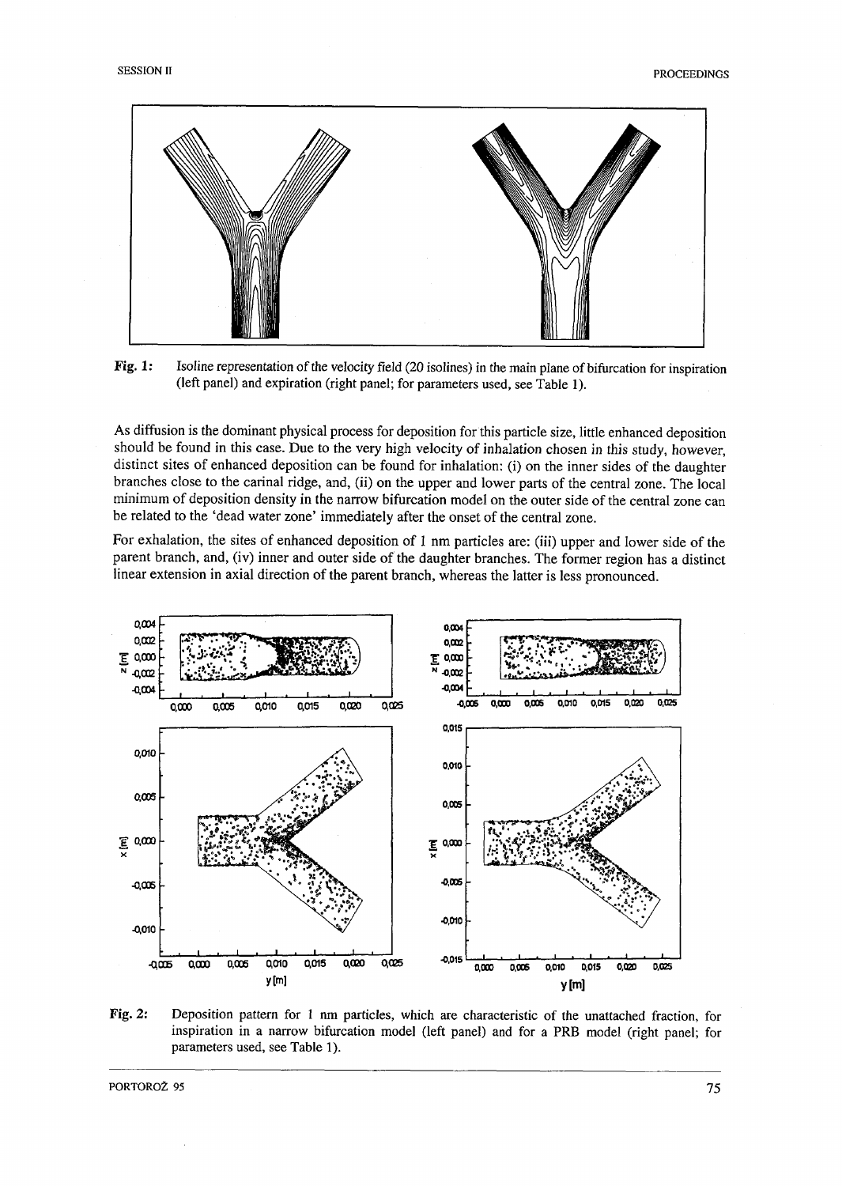Fig. 1: Isoline representation of the velocity field (20 isolines) in the main plane of bifurcation for inspiration (left panel) and expiration (right panel; for parameters used, see Table 1).

As diffusion is the dominant physical process for deposition for this particle size, little enhanced deposition should be found in this case. Due to the very high velocity of inhalation chosen in this study, however, distinct sites of enhanced deposition can be found for inhalation: (i) on the inner sides of the daughter branches close to the carinal ridge, and, (ii) on the upper and lower parts of the central zone. The local minimum of deposition density in the narrow bifurcation model on the outer side of the central zone can be related to the 'dead water zone' immediately after the onset of the central zone.

For exhalation, the sites of enhanced deposition of 1 nm particles are: (iii) upper and lower side of the parent branch, and, (iv) inner and outer side of the daughter branches. The former region has a distinct linear extension in axial direction of the parent branch, whereas the latter is less pronounced.

Fig. 2: Deposition pattern for 1 nm particles, which are characteristic of the unattached fraction, for inspiration in a narrow bifurcation model (left panel) and for a PRB model (right panel; for parameters used, see Table 1).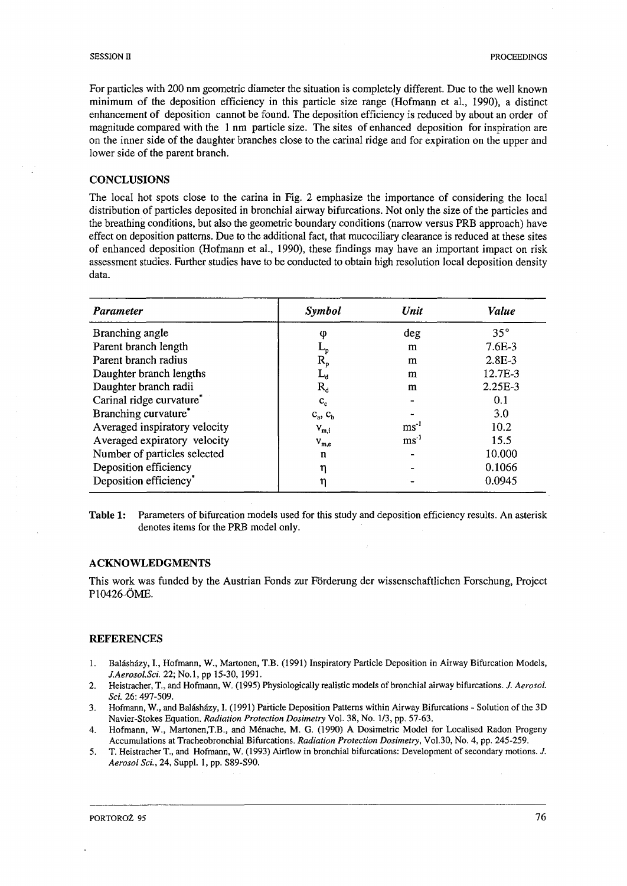For particles with 200 nm geometric diameter the situation is completely different. Due to the well known minimum of the deposition efficiency in this particle size range (Hofmann et al., 1990), a distinct enhancement of deposition cannot be found. The deposition efficiency is reduced by about an order of magnitude compared with the 1 nm particle size. The sites of enhanced deposition for inspiration are on the inner side of the daughter branches close to the carinal ridge and for expiration on the upper and lower side of the parent branch.

## CONCLUSIONS

The local hot spots close to the carina in Fig. 2 emphasize the importance of considering the local distribution of particles deposited in bronchial airway bifurcations. Not only the size of the particles and the breathing conditions, but also the geometric boundary conditions (narrow versus PRB approach) have effect on deposition patterns. Due to the additional fact, that mucociliary clearance is reduced at these sites of enhanced deposition (Hofmann et al., 1990), these findings may have an important impact on risk assessment studies. Further studies have to be conducted to obtain high resolution local deposition density data.

| *Parameter* | *Symbol* | *Unit* | *Value* |
|---|---|---|---|
| Branching angle | $\varphi$ | deg | 35° |
| Parent branch length | $L_p$ | m | 7.6E-3 |
| Parent branch radius | $R_p$ | m | 2.8E-3 |
| Daughter branch lengths | $L_d$ | m | 12.7E-3 |
| Daughter branch radii | $R_d$ | m | 2.25E-3 |
| Carinal ridge curvature* | $c_c$ | - | 0.1 |
| Branching curvature* | $c_a$, $c_b$ | - | 3.0 |
| Averaged inspiratory velocity | $v_{m,i}$ | $ms^{-1}$ | 10.2 |
| Averaged expiratory velocity | $v_{m,e}$ | $ms^{-1}$ | 15.5 |
| Number of particles selected | n | - | 10.000 |
| Deposition efficiency | $\eta$ | - | 0.1066 |
| Deposition efficiency* | $\eta$ | - | 0.0945 |

**Table 1:** Parameters of bifurcation models used for this study and deposition efficiency results. An asterisk denotes items for the PRB model only.

## ACKNOWLEDGMENTS

This work was funded by the Austrian Fonds zur Förderung der wissenschaftlichen Forschung, Project P10426-ÖME.

## REFERENCES

1. Balásházy, I., Hofmann, W., Martonen, T.B. (1991) Inspiratory Particle Deposition in Airway Bifurcation Models, *J.Aerosol.Sci.* 22; No.1, pp 15-30, 1991.
2. Heistracher, T., and Hofmann, W. (1995) Physiologically realistic models of bronchial airway bifurcations. *J. Aerosol. Sci.* 26: 497-509.
3. Hofmann, W., and Balásházy, I. (1991) Particle Deposition Patterns within Airway Bifurcations - Solution of the 3D Navier-Stokes Equation. *Radiation Protection Dosimetry* Vol. 38, No. 1/3, pp. 57-63.
4. Hofmann, W., Martonen,T.B., and Ménache, M. G. (1990) A Dosimetric Model for Localised Radon Progeny Accumulations at Tracheobronchial Bifurcations. *Radiation Protection Dosimetry*, Vol.30, No. 4, pp. 245-259.
5. T. Heistracher T., and Hofmann, W. (1993) Airflow in bronchial bifurcations: Development of secondary motions. *J. Aerosol Sci.*, 24, Suppl. 1, pp. S89-S90.